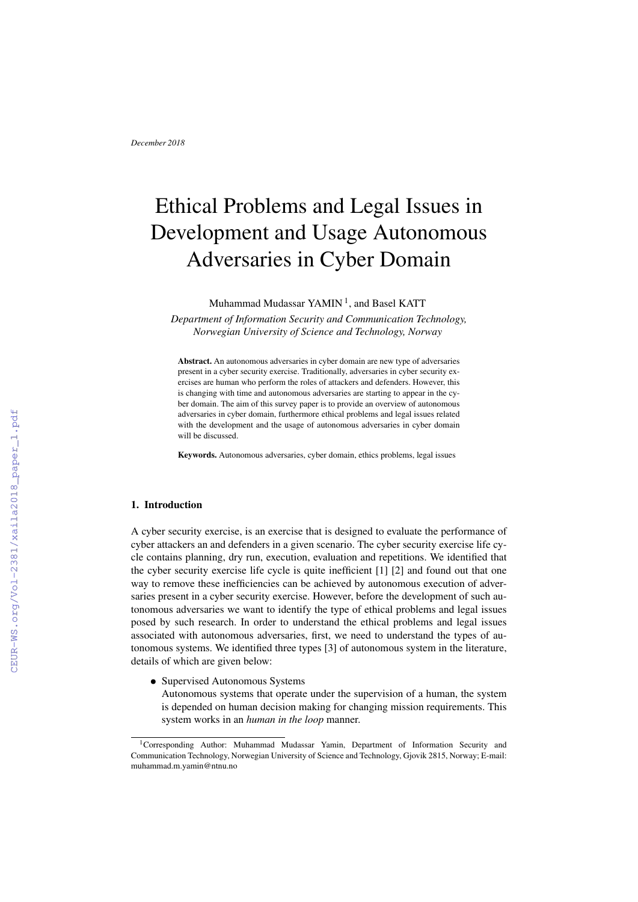December 2018

# Ethical Problems and Legal Issues in Development and Usage Autonomous Adversaries in Cyber Domain

Muhammad Mudassar YAMIN [1], and Basel KATT

*Department of Information Security and Communication Technology, Norwegian University of Science and Technology, Norway*

**Abstract.** An autonomous adversaries in cyber domain are new type of adversaries present in a cyber security exercise. Traditionally, adversaries in cyber security exercises are human who perform the roles of attackers and defenders. However, this is changing with time and autonomous adversaries are starting to appear in the cyber domain. The aim of this survey paper is to provide an overview of autonomous adversaries in cyber domain, furthermore ethical problems and legal issues related with the development and the usage of autonomous adversaries in cyber domain will be discussed.

**Keywords.** Autonomous adversaries, cyber domain, ethics problems, legal issues

## 1. Introduction

A cyber security exercise, is an exercise that is designed to evaluate the performance of cyber attackers an and defenders in a given scenario. The cyber security exercise life cycle contains planning, dry run, execution, evaluation and repetitions. We identified that the cyber security exercise life cycle is quite inefficient [1] [2] and found out that one way to remove these inefficiencies can be achieved by autonomous execution of adversaries present in a cyber security exercise. However, before the development of such autonomous adversaries we want to identify the type of ethical problems and legal issues posed by such research. In order to understand the ethical problems and legal issues associated with autonomous adversaries, first, we need to understand the types of autonomous systems. We identified three types [3] of autonomous system in the literature, details of which are given below:

- Supervised Autonomous Systems
  Autonomous systems that operate under the supervision of a human, the system is depended on human decision making for changing mission requirements. This system works in an *human in the loop* manner.

[1] Corresponding Author: Muhammad Mudassar Yamin, Department of Information Security and Communication Technology, Norwegian University of Science and Technology, Gjovik 2815, Norway; E-mail: muhammad.m.yamin@ntnu.no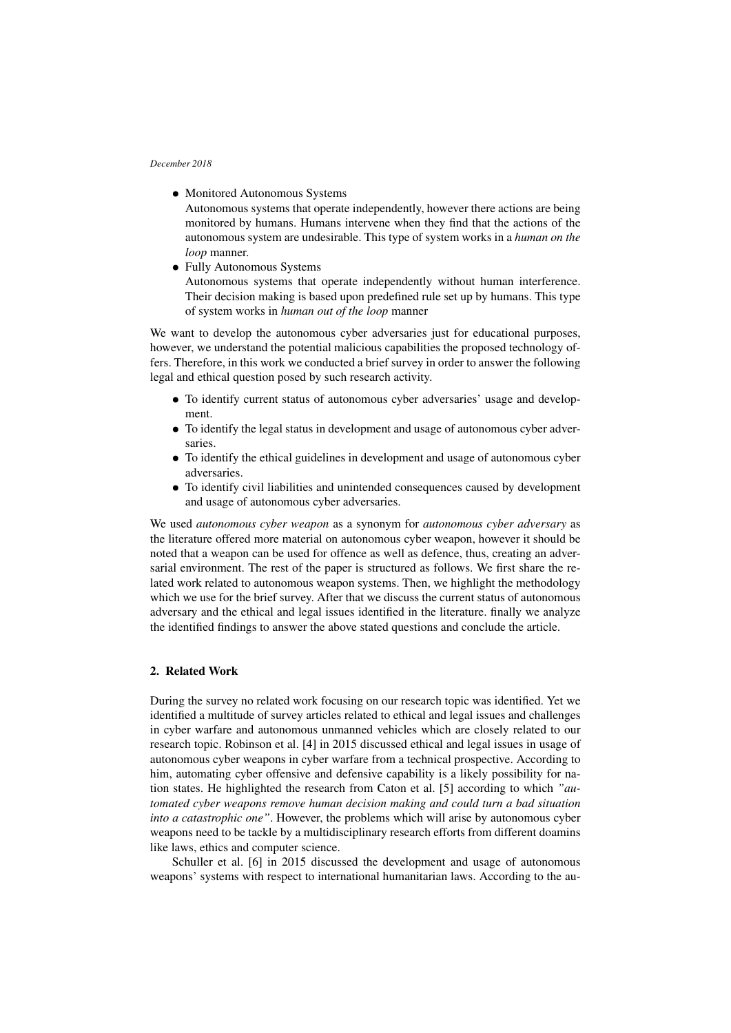- Monitored Autonomous Systems
  Autonomous systems that operate independently, however there actions are being monitored by humans. Humans intervene when they find that the actions of the autonomous system are undesirable. This type of system works in a *human on the loop* manner.
- Fully Autonomous Systems
  Autonomous systems that operate independently without human interference. Their decision making is based upon predefined rule set up by humans. This type of system works in *human out of the loop* manner

We want to develop the autonomous cyber adversaries just for educational purposes, however, we understand the potential malicious capabilities the proposed technology offers. Therefore, in this work we conducted a brief survey in order to answer the following legal and ethical question posed by such research activity.

- To identify current status of autonomous cyber adversaries' usage and development.
- To identify the legal status in development and usage of autonomous cyber adversaries.
- To identify the ethical guidelines in development and usage of autonomous cyber adversaries.
- To identify civil liabilities and unintended consequences caused by development and usage of autonomous cyber adversaries.

We used *autonomous cyber weapon* as a synonym for *autonomous cyber adversary* as the literature offered more material on autonomous cyber weapon, however it should be noted that a weapon can be used for offence as well as defence, thus, creating an adversarial environment. The rest of the paper is structured as follows. We first share the related work related to autonomous weapon systems. Then, we highlight the methodology which we use for the brief survey. After that we discuss the current status of autonomous adversary and the ethical and legal issues identified in the literature. finally we analyze the identified findings to answer the above stated questions and conclude the article.

## 2. Related Work

During the survey no related work focusing on our research topic was identified. Yet we identified a multitude of survey articles related to ethical and legal issues and challenges in cyber warfare and autonomous unmanned vehicles which are closely related to our research topic. Robinson et al. [4] in 2015 discussed ethical and legal issues in usage of autonomous cyber weapons in cyber warfare from a technical prospective. According to him, automating cyber offensive and defensive capability is a likely possibility for nation states. He highlighted the research from Caton et al. [5] according to which *"automated cyber weapons remove human decision making and could turn a bad situation into a catastrophic one"*. However, the problems which will arise by autonomous cyber weapons need to be tackle by a multidisciplinary research efforts from different doamins like laws, ethics and computer science.

Schuller et al. [6] in 2015 discussed the development and usage of autonomous weapons' systems with respect to international humanitarian laws. According to the au-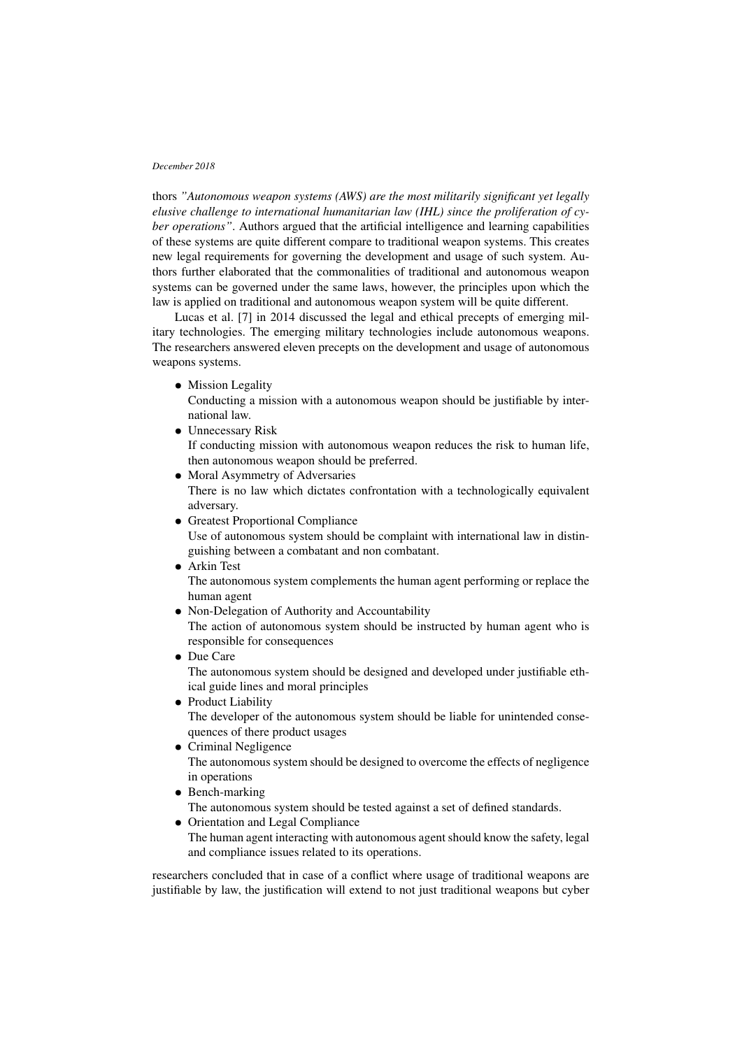thors *"Autonomous weapon systems (AWS) are the most militarily significant yet legally elusive challenge to international humanitarian law (IHL) since the proliferation of cyber operations"*. Authors argued that the artificial intelligence and learning capabilities of these systems are quite different compare to traditional weapon systems. This creates new legal requirements for governing the development and usage of such system. Authors further elaborated that the commonalities of traditional and autonomous weapon systems can be governed under the same laws, however, the principles upon which the law is applied on traditional and autonomous weapon system will be quite different.

Lucas et al. [7] in 2014 discussed the legal and ethical precepts of emerging military technologies. The emerging military technologies include autonomous weapons. The researchers answered eleven precepts on the development and usage of autonomous weapons systems.

- Mission Legality
  Conducting a mission with a autonomous weapon should be justifiable by international law.
- Unnecessary Risk
  If conducting mission with autonomous weapon reduces the risk to human life, then autonomous weapon should be preferred.
- Moral Asymmetry of Adversaries
  There is no law which dictates confrontation with a technologically equivalent adversary.
- Greatest Proportional Compliance
  Use of autonomous system should be complaint with international law in distinguishing between a combatant and non combatant.
- Arkin Test
  The autonomous system complements the human agent performing or replace the human agent
- Non-Delegation of Authority and Accountability
  The action of autonomous system should be instructed by human agent who is responsible for consequences
- Due Care
  The autonomous system should be designed and developed under justifiable ethical guide lines and moral principles
- Product Liability
  The developer of the autonomous system should be liable for unintended consequences of there product usages
- Criminal Negligence
  The autonomous system should be designed to overcome the effects of negligence in operations
- Bench-marking
  The autonomous system should be tested against a set of defined standards.
- Orientation and Legal Compliance
  The human agent interacting with autonomous agent should know the safety, legal and compliance issues related to its operations.

researchers concluded that in case of a conflict where usage of traditional weapons are justifiable by law, the justification will extend to not just traditional weapons but cyber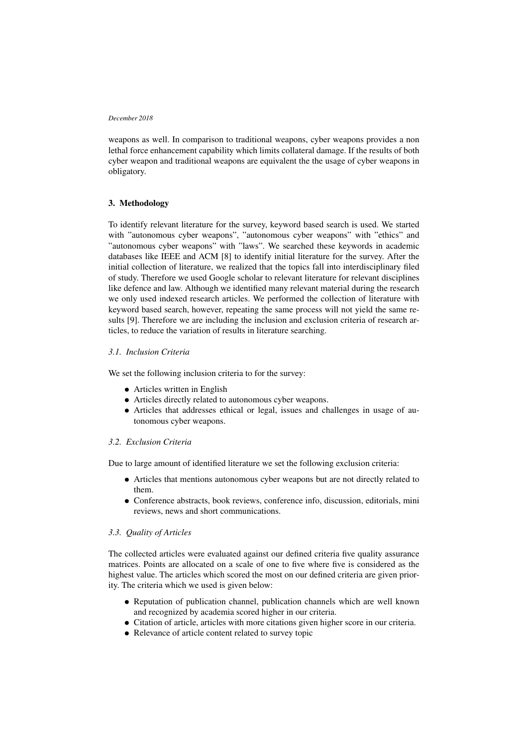weapons as well. In comparison to traditional weapons, cyber weapons provides a non lethal force enhancement capability which limits collateral damage. If the results of both cyber weapon and traditional weapons are equivalent the the usage of cyber weapons in obligatory.

## 3. Methodology

To identify relevant literature for the survey, keyword based search is used. We started with "autonomous cyber weapons", "autonomous cyber weapons" with "ethics" and "autonomous cyber weapons" with "laws". We searched these keywords in academic databases like IEEE and ACM [8] to identify initial literature for the survey. After the initial collection of literature, we realized that the topics fall into interdisciplinary filed of study. Therefore we used Google scholar to relevant literature for relevant disciplines like defence and law. Although we identified many relevant material during the research we only used indexed research articles. We performed the collection of literature with keyword based search, however, repeating the same process will not yield the same results [9]. Therefore we are including the inclusion and exclusion criteria of research articles, to reduce the variation of results in literature searching.

### *3.1. Inclusion Criteria*

We set the following inclusion criteria to for the survey:

- Articles written in English
- Articles directly related to autonomous cyber weapons.
- Articles that addresses ethical or legal, issues and challenges in usage of autonomous cyber weapons.

### *3.2. Exclusion Criteria*

Due to large amount of identified literature we set the following exclusion criteria:

- Articles that mentions autonomous cyber weapons but are not directly related to them.
- Conference abstracts, book reviews, conference info, discussion, editorials, mini reviews, news and short communications.

### *3.3. Quality of Articles*

The collected articles were evaluated against our defined criteria five quality assurance matrices. Points are allocated on a scale of one to five where five is considered as the highest value. The articles which scored the most on our defined criteria are given priority. The criteria which we used is given below:

- Reputation of publication channel, publication channels which are well known and recognized by academia scored higher in our criteria.
- Citation of article, articles with more citations given higher score in our criteria.
- Relevance of article content related to survey topic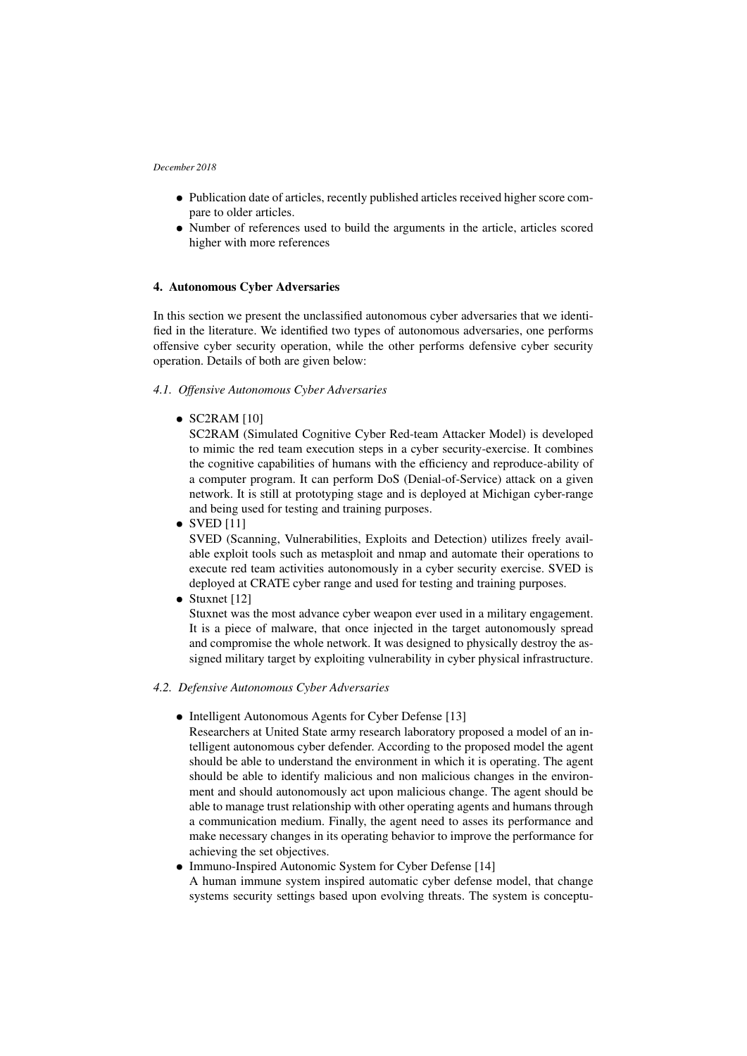- Publication date of articles, recently published articles received higher score compare to older articles.
- Number of references used to build the arguments in the article, articles scored higher with more references

## 4. Autonomous Cyber Adversaries

In this section we present the unclassified autonomous cyber adversaries that we identified in the literature. We identified two types of autonomous adversaries, one performs offensive cyber security operation, while the other performs defensive cyber security operation. Details of both are given below:

### *4.1. Offensive Autonomous Cyber Adversaries*

- SC2RAM [10]
  SC2RAM (Simulated Cognitive Cyber Red-team Attacker Model) is developed to mimic the red team execution steps in a cyber security-exercise. It combines the cognitive capabilities of humans with the efficiency and reproduce-ability of a computer program. It can perform DoS (Denial-of-Service) attack on a given network. It is still at prototyping stage and is deployed at Michigan cyber-range and being used for testing and training purposes.
- SVED [11]
  SVED (Scanning, Vulnerabilities, Exploits and Detection) utilizes freely available exploit tools such as metasploit and nmap and automate their operations to execute red team activities autonomously in a cyber security exercise. SVED is deployed at CRATE cyber range and used for testing and training purposes.
- Stuxnet [12]
  Stuxnet was the most advance cyber weapon ever used in a military engagement. It is a piece of malware, that once injected in the target autonomously spread and compromise the whole network. It was designed to physically destroy the assigned military target by exploiting vulnerability in cyber physical infrastructure.

### *4.2. Defensive Autonomous Cyber Adversaries*

- Intelligent Autonomous Agents for Cyber Defense [13]
  Researchers at United State army research laboratory proposed a model of an intelligent autonomous cyber defender. According to the proposed model the agent should be able to understand the environment in which it is operating. The agent should be able to identify malicious and non malicious changes in the environment and should autonomously act upon malicious change. The agent should be able to manage trust relationship with other operating agents and humans through a communication medium. Finally, the agent need to asses its performance and make necessary changes in its operating behavior to improve the performance for achieving the set objectives.
- Immuno-Inspired Autonomic System for Cyber Defense [14]
  A human immune system inspired automatic cyber defense model, that change systems security settings based upon evolving threats. The system is conceptu-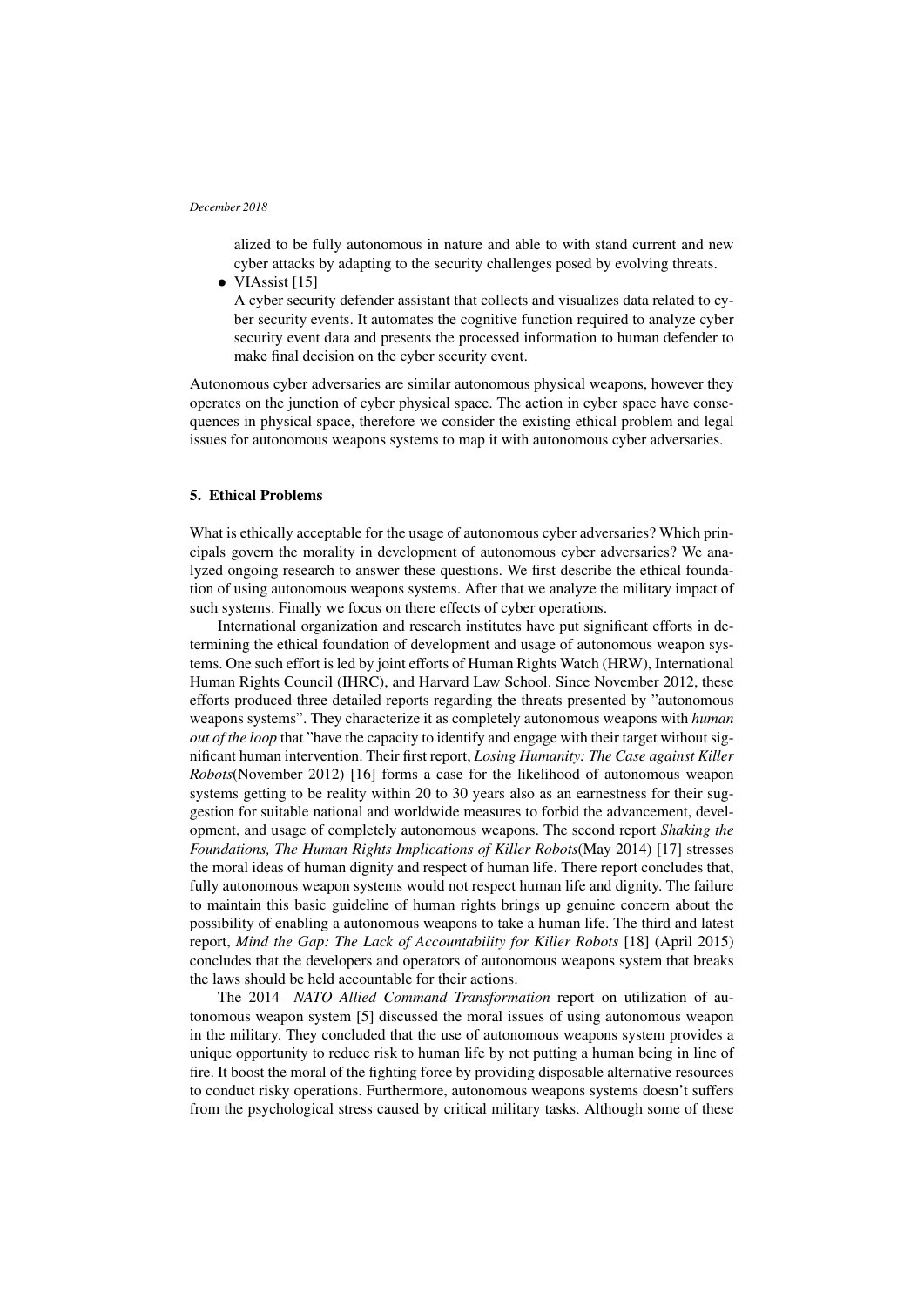alized to be fully autonomous in nature and able to with stand current and new cyber attacks by adapting to the security challenges posed by evolving threats.

- VIAssist [15]
  A cyber security defender assistant that collects and visualizes data related to cyber security events. It automates the cognitive function required to analyze cyber security event data and presents the processed information to human defender to make final decision on the cyber security event.

Autonomous cyber adversaries are similar autonomous physical weapons, however they operates on the junction of cyber physical space. The action in cyber space have consequences in physical space, therefore we consider the existing ethical problem and legal issues for autonomous weapons systems to map it with autonomous cyber adversaries.

## 5. Ethical Problems

What is ethically acceptable for the usage of autonomous cyber adversaries? Which principals govern the morality in development of autonomous cyber adversaries? We analyzed ongoing research to answer these questions. We first describe the ethical foundation of using autonomous weapons systems. After that we analyze the military impact of such systems. Finally we focus on there effects of cyber operations.

International organization and research institutes have put significant efforts in determining the ethical foundation of development and usage of autonomous weapon systems. One such effort is led by joint efforts of Human Rights Watch (HRW), International Human Rights Council (IHRC), and Harvard Law School. Since November 2012, these efforts produced three detailed reports regarding the threats presented by "autonomous weapons systems". They characterize it as completely autonomous weapons with *human out of the loop* that "have the capacity to identify and engage with their target without significant human intervention. Their first report, *Losing Humanity: The Case against Killer Robots*(November 2012) [16] forms a case for the likelihood of autonomous weapon systems getting to be reality within 20 to 30 years also as an earnestness for their suggestion for suitable national and worldwide measures to forbid the advancement, development, and usage of completely autonomous weapons. The second report *Shaking the Foundations, The Human Rights Implications of Killer Robots*(May 2014) [17] stresses the moral ideas of human dignity and respect of human life. There report concludes that, fully autonomous weapon systems would not respect human life and dignity. The failure to maintain this basic guideline of human rights brings up genuine concern about the possibility of enabling a autonomous weapons to take a human life. The third and latest report, *Mind the Gap: The Lack of Accountability for Killer Robots* [18] (April 2015) concludes that the developers and operators of autonomous weapons system that breaks the laws should be held accountable for their actions.

The 2014 *NATO Allied Command Transformation* report on utilization of autonomous weapon system [5] discussed the moral issues of using autonomous weapon in the military. They concluded that the use of autonomous weapons system provides a unique opportunity to reduce risk to human life by not putting a human being in line of fire. It boost the moral of the fighting force by providing disposable alternative resources to conduct risky operations. Furthermore, autonomous weapons systems doesn't suffers from the psychological stress caused by critical military tasks. Although some of these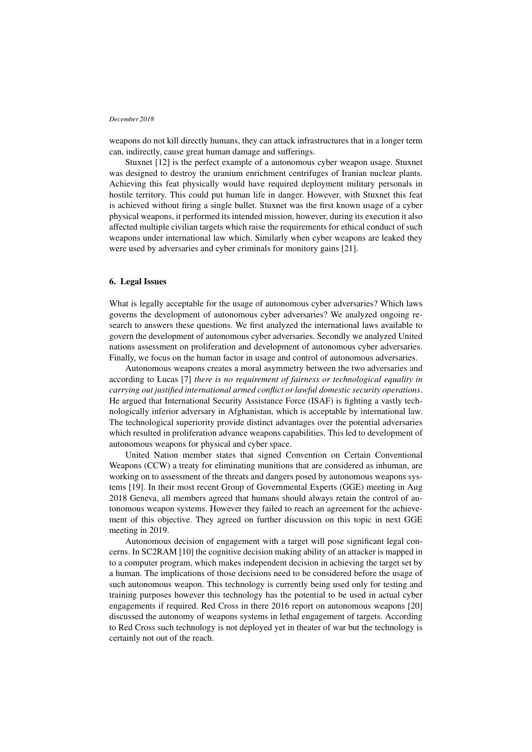weapons do not kill directly humans, they can attack infrastructures that in a longer term can, indirectly, cause great human damage and sufferings.

Stuxnet [12] is the perfect example of a autonomous cyber weapon usage. Stuxnet was designed to destroy the uranium enrichment centrifuges of Iranian nuclear plants. Achieving this feat physically would have required deployment military personals in hostile territory. This could put human life in danger. However, with Stuxnet this feat is achieved without firing a single bullet. Stuxnet was the first known usage of a cyber physical weapons, it performed its intended mission, however, during its execution it also affected multiple civilian targets which raise the requirements for ethical conduct of such weapons under international law which. Similarly when cyber weapons are leaked they were used by adversaries and cyber criminals for monitory gains [21].

## 6. Legal Issues

What is legally acceptable for the usage of autonomous cyber adversaries? Which laws governs the development of autonomous cyber adversaries? We analyzed ongoing research to answers these questions. We first analyzed the international laws available to govern the development of autonomous cyber adversaries. Secondly we analyzed United nations assessment on proliferation and development of autonomous cyber adversaries. Finally, we focus on the human factor in usage and control of autonomous adversaries.

Autonomous weapons creates a moral asymmetry between the two adversaries and according to Lucas [7] *there is no requirement of fairness or technological equality in carrying out justified international armed conflict or lawful domestic security operations*. He argued that International Security Assistance Force (ISAF) is fighting a vastly technologically inferior adversary in Afghanistan, which is acceptable by international law. The technological superiority provide distinct advantages over the potential adversaries which resulted in proliferation advance weapons capabilities. This led to development of autonomous weapons for physical and cyber space.

United Nation member states that signed Convention on Certain Conventional Weapons (CCW) a treaty for eliminating munitions that are considered as inhuman, are working on to assessment of the threats and dangers posed by autonomous weapons systems [19]. In their most recent Group of Governmental Experts (GGE) meeting in Aug 2018 Geneva, all members agreed that humans should always retain the control of autonomous weapon systems. However they failed to reach an agreement for the achievement of this objective. They agreed on further discussion on this topic in next GGE meeting in 2019.

Autonomous decision of engagement with a target will pose significant legal concerns. In SC2RAM [10] the cognitive decision making ability of an attacker is mapped in to a computer program, which makes independent decision in achieving the target set by a human. The implications of those decisions need to be considered before the usage of such autonomous weapon. This technology is currently being used only for testing and training purposes however this technology has the potential to be used in actual cyber engagements if required. Red Cross in there 2016 report on autonomous weapons [20] discussed the autonomy of weapons systems in lethal engagement of targets. According to Red Cross such technology is not deployed yet in theater of war but the technology is certainly not out of the reach.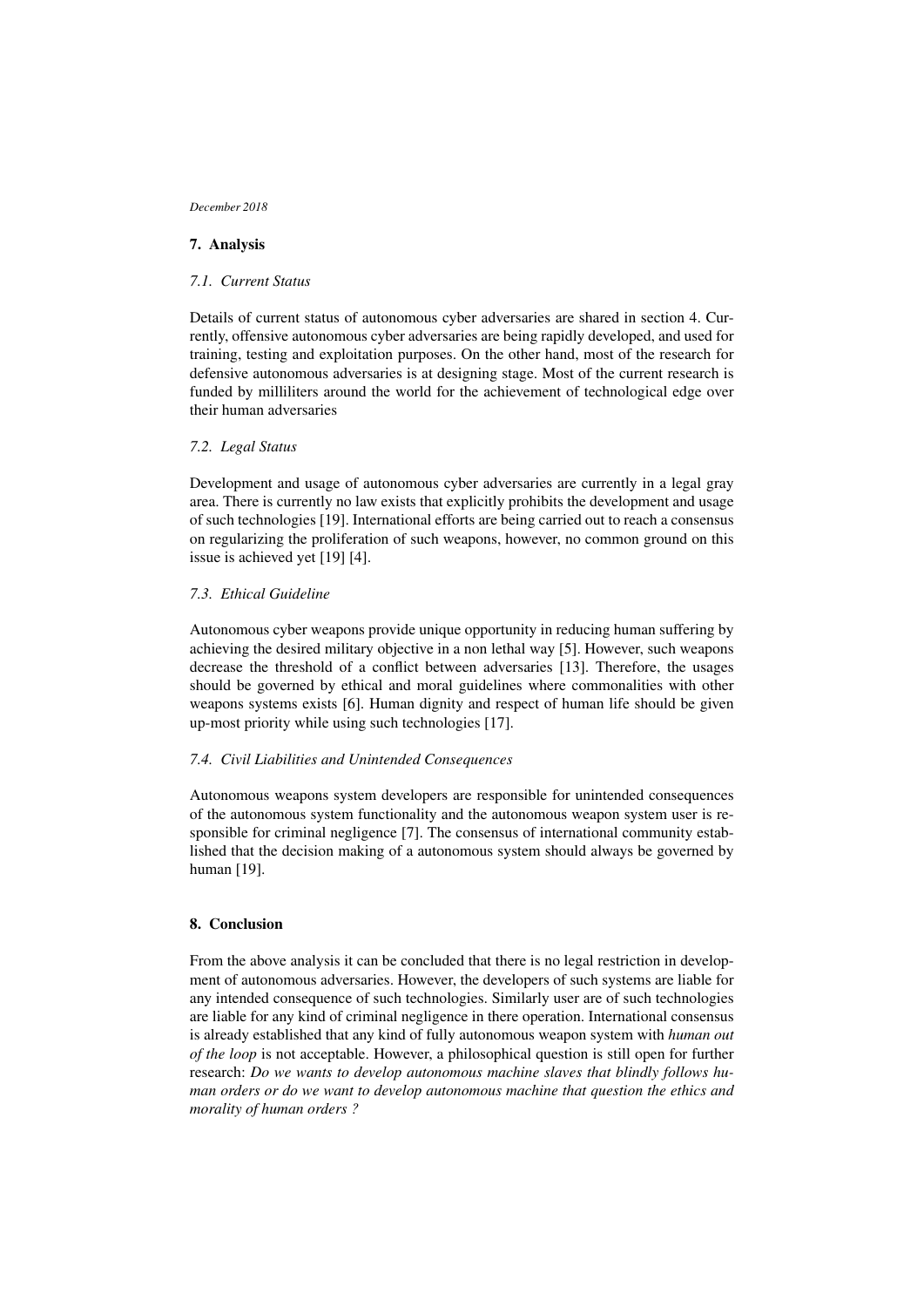## 7. Analysis

### *7.1. Current Status*

Details of current status of autonomous cyber adversaries are shared in section 4. Currently, offensive autonomous cyber adversaries are being rapidly developed, and used for training, testing and exploitation purposes. On the other hand, most of the research for defensive autonomous adversaries is at designing stage. Most of the current research is funded by milliliters around the world for the achievement of technological edge over their human adversaries

### *7.2. Legal Status*

Development and usage of autonomous cyber adversaries are currently in a legal gray area. There is currently no law exists that explicitly prohibits the development and usage of such technologies [19]. International efforts are being carried out to reach a consensus on regularizing the proliferation of such weapons, however, no common ground on this issue is achieved yet [19] [4].

### *7.3. Ethical Guideline*

Autonomous cyber weapons provide unique opportunity in reducing human suffering by achieving the desired military objective in a non lethal way [5]. However, such weapons decrease the threshold of a conflict between adversaries [13]. Therefore, the usages should be governed by ethical and moral guidelines where commonalities with other weapons systems exists [6]. Human dignity and respect of human life should be given up-most priority while using such technologies [17].

### *7.4. Civil Liabilities and Unintended Consequences*

Autonomous weapons system developers are responsible for unintended consequences of the autonomous system functionality and the autonomous weapon system user is responsible for criminal negligence [7]. The consensus of international community established that the decision making of a autonomous system should always be governed by human [19].

## 8. Conclusion

From the above analysis it can be concluded that there is no legal restriction in development of autonomous adversaries. However, the developers of such systems are liable for any intended consequence of such technologies. Similarly user are of such technologies are liable for any kind of criminal negligence in there operation. International consensus is already established that any kind of fully autonomous weapon system with *human out of the loop* is not acceptable. However, a philosophical question is still open for further research: *Do we wants to develop autonomous machine slaves that blindly follows human orders or do we want to develop autonomous machine that question the ethics and morality of human orders ?*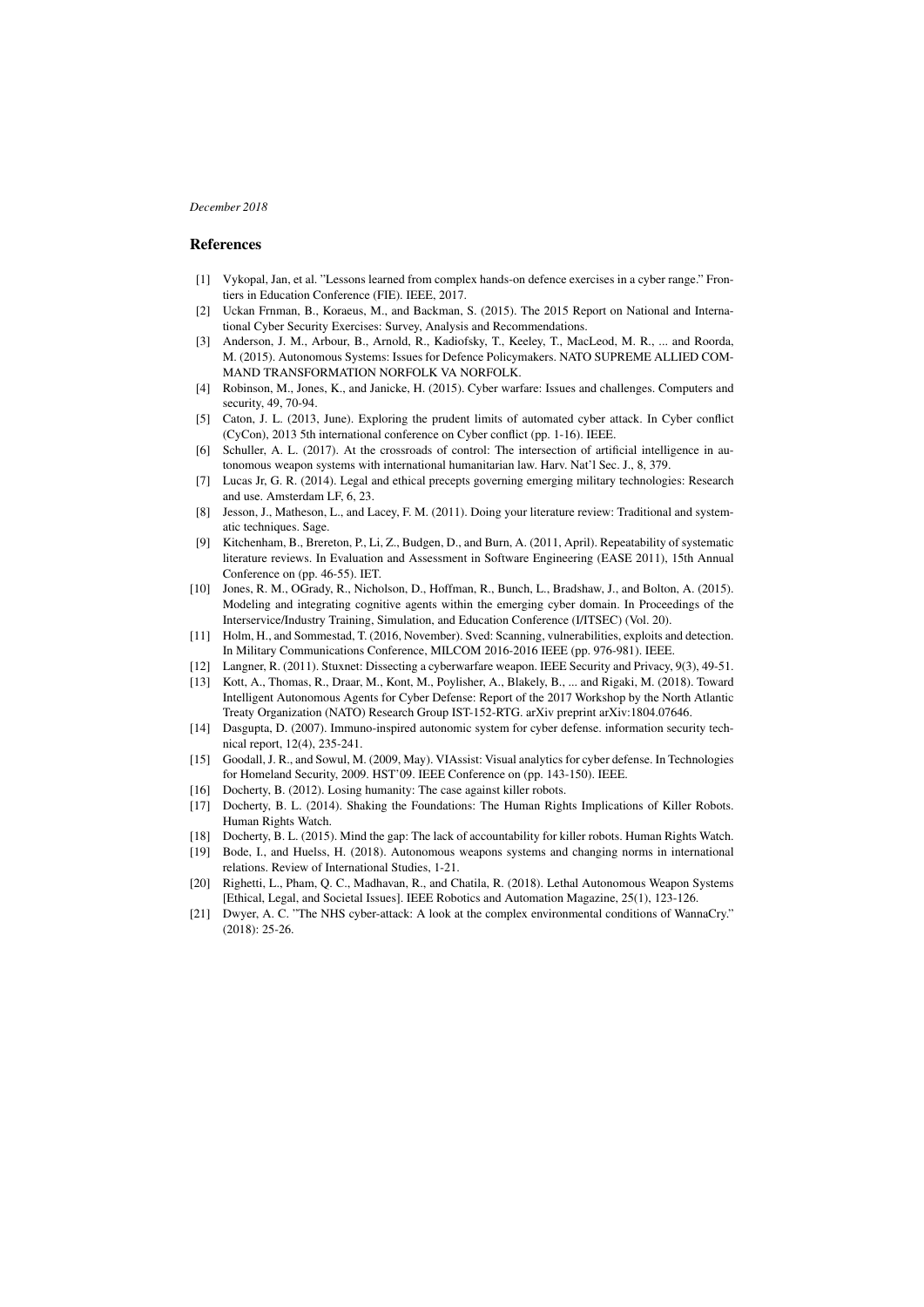*December 2018*

## References

[1] Vykopal, Jan, et al. "Lessons learned from complex hands-on defence exercises in a cyber range." Frontiers in Education Conference (FIE). IEEE, 2017.

[2] Uckan Frnman, B., Koraeus, M., and Backman, S. (2015). The 2015 Report on National and International Cyber Security Exercises: Survey, Analysis and Recommendations.

[3] Anderson, J. M., Arbour, B., Arnold, R., Kadiofsky, T., Keeley, T., MacLeod, M. R., ... and Roorda, M. (2015). Autonomous Systems: Issues for Defence Policymakers. NATO SUPREME ALLIED COMMAND TRANSFORMATION NORFOLK VA NORFOLK.

[4] Robinson, M., Jones, K., and Janicke, H. (2015). Cyber warfare: Issues and challenges. Computers and security, 49, 70-94.

[5] Caton, J. L. (2013, June). Exploring the prudent limits of automated cyber attack. In Cyber conflict (CyCon), 2013 5th international conference on Cyber conflict (pp. 1-16). IEEE.

[6] Schuller, A. L. (2017). At the crossroads of control: The intersection of artificial intelligence in autonomous weapon systems with international humanitarian law. Harv. Nat'l Sec. J., 8, 379.

[7] Lucas Jr, G. R. (2014). Legal and ethical precepts governing emerging military technologies: Research and use. Amsterdam LF, 6, 23.

[8] Jesson, J., Matheson, L., and Lacey, F. M. (2011). Doing your literature review: Traditional and systematic techniques. Sage.

[9] Kitchenham, B., Brereton, P., Li, Z., Budgen, D., and Burn, A. (2011, April). Repeatability of systematic literature reviews. In Evaluation and Assessment in Software Engineering (EASE 2011), 15th Annual Conference on (pp. 46-55). IET.

[10] Jones, R. M., OGrady, R., Nicholson, D., Hoffman, R., Bunch, L., Bradshaw, J., and Bolton, A. (2015). Modeling and integrating cognitive agents within the emerging cyber domain. In Proceedings of the Interservice/Industry Training, Simulation, and Education Conference (I/ITSEC) (Vol. 20).

[11] Holm, H., and Sommestad, T. (2016, November). Sved: Scanning, vulnerabilities, exploits and detection. In Military Communications Conference, MILCOM 2016-2016 IEEE (pp. 976-981). IEEE.

[12] Langner, R. (2011). Stuxnet: Dissecting a cyberwarfare weapon. IEEE Security and Privacy, 9(3), 49-51.

[13] Kott, A., Thomas, R., Draar, M., Kont, M., Poylisher, A., Blakely, B., ... and Rigaki, M. (2018). Toward Intelligent Autonomous Agents for Cyber Defense: Report of the 2017 Workshop by the North Atlantic Treaty Organization (NATO) Research Group IST-152-RTG. arXiv preprint arXiv:1804.07646.

[14] Dasgupta, D. (2007). Immuno-inspired autonomic system for cyber defense. information security technical report, 12(4), 235-241.

[15] Goodall, J. R., and Sowul, M. (2009, May). VIAssist: Visual analytics for cyber defense. In Technologies for Homeland Security, 2009. HST'09. IEEE Conference on (pp. 143-150). IEEE.

[16] Docherty, B. (2012). Losing humanity: The case against killer robots.

[17] Docherty, B. L. (2014). Shaking the Foundations: The Human Rights Implications of Killer Robots. Human Rights Watch.

[18] Docherty, B. L. (2015). Mind the gap: The lack of accountability for killer robots. Human Rights Watch.

[19] Bode, I., and Huelss, H. (2018). Autonomous weapons systems and changing norms in international relations. Review of International Studies, 1-21.

[20] Righetti, L., Pham, Q. C., Madhavan, R., and Chatila, R. (2018). Lethal Autonomous Weapon Systems [Ethical, Legal, and Societal Issues]. IEEE Robotics and Automation Magazine, 25(1), 123-126.

[21] Dwyer, A. C. "The NHS cyber-attack: A look at the complex environmental conditions of WannaCry." (2018): 25-26.